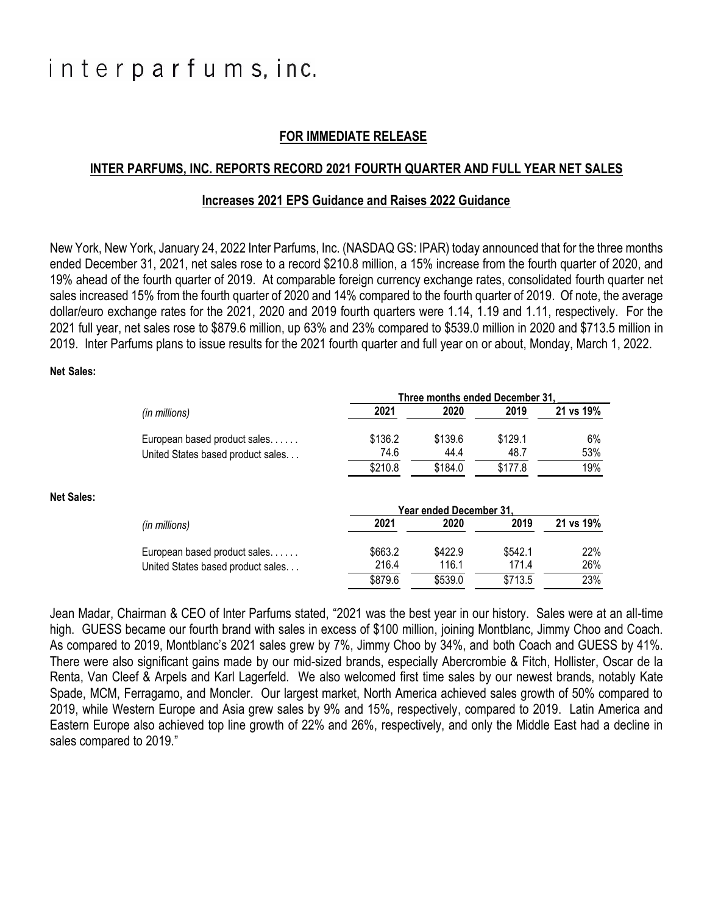# interparfums, inc.

**FOR IMMEDIATE RELEASE**

## INTER PARFUMS, INC. REPORTS RECORD 2021 FOURTH QUARTER AND FULL YEAR NET SALES

### Increases 2021 EPS Guidance and Raises 2022 Guidance

New York, New York, January 24, 2022 Inter Parfums, Inc. (NASDAQ GS: IPAR) today announced that for the three months ended December 31, 2021, net sales rose to a record $210.8 million, a 15% increase from the fourth quarter of 2020, and 19% ahead of the fourth quarter of 2019. At comparable foreign currency exchange rates, consolidated fourth quarter net sales increased 15% from the fourth quarter of 2020 and 14% compared to the fourth quarter of 2019. Of note, the average dollar/euro exchange rates for the 2021, 2020 and 2019 fourth quarters were 1.14, 1.19 and 1.11, respectively. For the 2021 full year, net sales rose to $879.6 million, up 63% and 23% compared to $539.0 million in 2020 and $713.5 million in 2019. Inter Parfums plans to issue results for the 2021 fourth quarter and full year on or about, Monday, March 1, 2022.

**Net Sales:**

| | Three months ended December 31, | | | |
|---|---|---|---|---|
| *(in millions)* | **2021** | **2020** | **2019** | **21 vs 19%** |
| European based product sales. . . . . . | $136.2 | $139.6 | $129.1 | 6% |
| United States based product sales. . . | 74.6 | 44.4 | 48.7 | 53% |
| | $210.8 | $184.0 | $177.8 | 19% |

**Net Sales:**

| | Year ended December 31, | | | |
|---|---|---|---|---|
| *(in millions)* | **2021** | **2020** | **2019** | **21 vs 19%** |
| European based product sales. . . . . . | $663.2 | $422.9 | $542.1 | 22% |
| United States based product sales. . . | 216.4 | 116.1 | 171.4 | 26% |
| | $879.6 | $539.0 | $713.5 | 23% |

Jean Madar, Chairman & CEO of Inter Parfums stated, "2021 was the best year in our history. Sales were at an all-time high. GUESS became our fourth brand with sales in excess of $100 million, joining Montblanc, Jimmy Choo and Coach. As compared to 2019, Montblanc's 2021 sales grew by 7%, Jimmy Choo by 34%, and both Coach and GUESS by 41%. There were also significant gains made by our mid-sized brands, especially Abercrombie & Fitch, Hollister, Oscar de la Renta, Van Cleef & Arpels and Karl Lagerfeld. We also welcomed first time sales by our newest brands, notably Kate Spade, MCM, Ferragamo, and Moncler. Our largest market, North America achieved sales growth of 50% compared to 2019, while Western Europe and Asia grew sales by 9% and 15%, respectively, compared to 2019. Latin America and Eastern Europe also achieved top line growth of 22% and 26%, respectively, and only the Middle East had a decline in sales compared to 2019."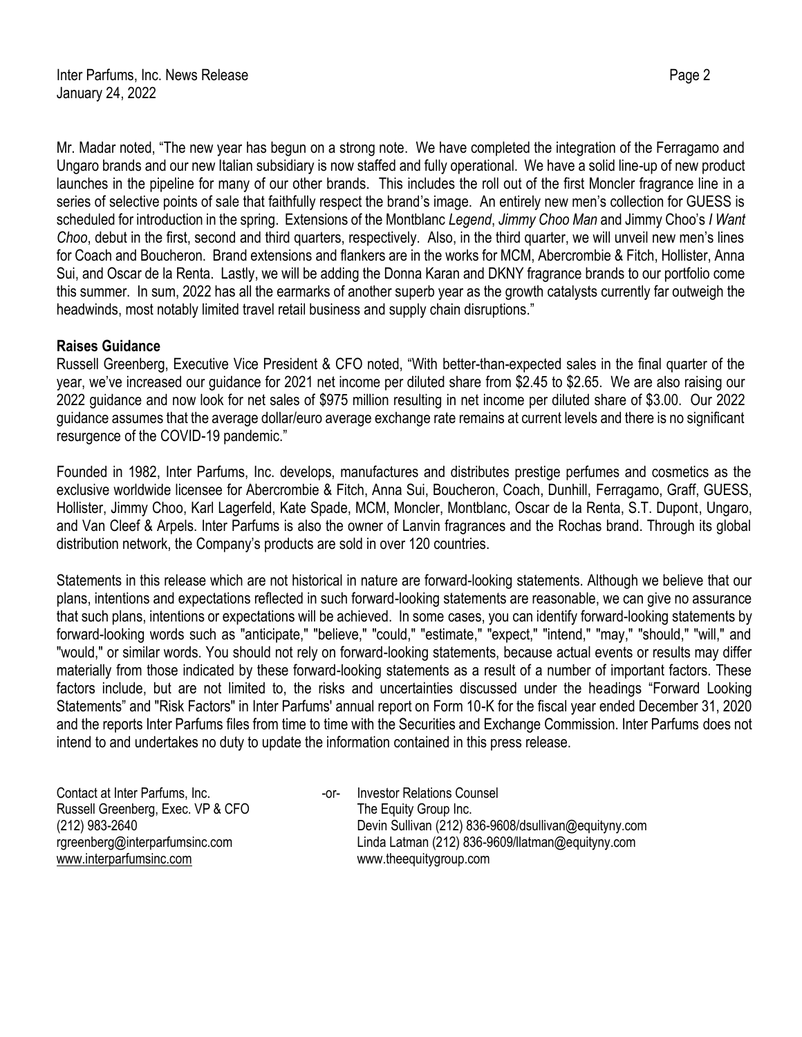Mr. Madar noted, "The new year has begun on a strong note. We have completed the integration of the Ferragamo and Ungaro brands and our new Italian subsidiary is now staffed and fully operational. We have a solid line-up of new product launches in the pipeline for many of our other brands. This includes the roll out of the first Moncler fragrance line in a series of selective points of sale that faithfully respect the brand's image. An entirely new men's collection for GUESS is scheduled for introduction in the spring. Extensions of the Montblanc *Legend*, *Jimmy Choo Man* and Jimmy Choo's *I Want Choo*, debut in the first, second and third quarters, respectively. Also, in the third quarter, we will unveil new men's lines for Coach and Boucheron. Brand extensions and flankers are in the works for MCM, Abercrombie & Fitch, Hollister, Anna Sui, and Oscar de la Renta. Lastly, we will be adding the Donna Karan and DKNY fragrance brands to our portfolio come this summer. In sum, 2022 has all the earmarks of another superb year as the growth catalysts currently far outweigh the headwinds, most notably limited travel retail business and supply chain disruptions."

**Raises Guidance**

Russell Greenberg, Executive Vice President & CFO noted, "With better-than-expected sales in the final quarter of the year, we've increased our guidance for 2021 net income per diluted share from $2.45 to $2.65. We are also raising our 2022 guidance and now look for net sales of $975 million resulting in net income per diluted share of $3.00. Our 2022 guidance assumes that the average dollar/euro average exchange rate remains at current levels and there is no significant resurgence of the COVID-19 pandemic."

Founded in 1982, Inter Parfums, Inc. develops, manufactures and distributes prestige perfumes and cosmetics as the exclusive worldwide licensee for Abercrombie & Fitch, Anna Sui, Boucheron, Coach, Dunhill, Ferragamo, Graff, GUESS, Hollister, Jimmy Choo, Karl Lagerfeld, Kate Spade, MCM, Moncler, Montblanc, Oscar de la Renta, S.T. Dupont, Ungaro, and Van Cleef & Arpels. Inter Parfums is also the owner of Lanvin fragrances and the Rochas brand. Through its global distribution network, the Company's products are sold in over 120 countries.

Statements in this release which are not historical in nature are forward-looking statements. Although we believe that our plans, intentions and expectations reflected in such forward-looking statements are reasonable, we can give no assurance that such plans, intentions or expectations will be achieved. In some cases, you can identify forward-looking statements by forward-looking words such as "anticipate," "believe," "could," "estimate," "expect," "intend," "may," "should," "will," and "would," or similar words. You should not rely on forward-looking statements, because actual events or results may differ materially from those indicated by these forward-looking statements as a result of a number of important factors. These factors include, but are not limited to, the risks and uncertainties discussed under the headings "Forward Looking Statements" and "Risk Factors" in Inter Parfums' annual report on Form 10-K for the fiscal year ended December 31, 2020 and the reports Inter Parfums files from time to time with the Securities and Exchange Commission. Inter Parfums does not intend to and undertakes no duty to update the information contained in this press release.

Contact at Inter Parfums, Inc.
Russell Greenberg, Exec. VP & CFO
(212) 983-2640
rgreenberg@interparfumsinc.com
www.interparfumsinc.com

-or-

Investor Relations Counsel
The Equity Group Inc.
Devin Sullivan (212) 836-9608/dsullivan@equityny.com
Linda Latman (212) 836-9609/llatman@equityny.com
www.theequitygroup.com